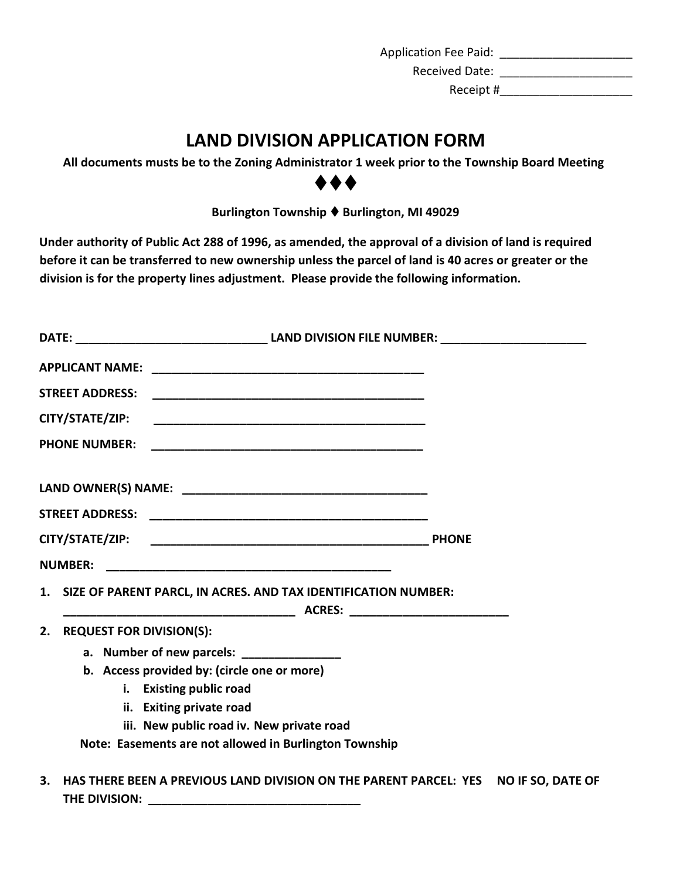Application Fee Paid: ____________________

Received Date: ____________________

Receipt #____________________

# LAND DIVISION APPLICATION FORM

**All documents musts be to the Zoning Administrator 1 week prior to the Township Board Meeting**

**♦♦♦**

**Burlington Township ♦ Burlington, MI 49029**

**Under authority of Public Act 288 of 1996, as amended, the approval of a division of land is required before it can be transferred to new ownership unless the parcel of land is 40 acres or greater or the division is for the property lines adjustment. Please provide the following information.**

**DATE:** _____________________________ **LAND DIVISION FILE NUMBER:** ______________________

**APPLICANT NAME:** __________________________________________

**STREET ADDRESS:** __________________________________________

**CITY/STATE/ZIP:** __________________________________________

**PHONE NUMBER:** __________________________________________

**LAND OWNER(S) NAME:** ______________________________________

**STREET ADDRESS:** __________________________________________

**CITY/STATE/ZIP:** __________________________________________ **PHONE NUMBER:** __________________________________________

1. **SIZE OF PARENT PARCL, IN ACRES. AND TAX IDENTIFICATION NUMBER:** ____________________________________ **ACRES:** ________________________
2. **REQUEST FOR DIVISION(S):**
   a. **Number of new parcels:** _______________
   b. **Access provided by: (circle one or more)**
      i. **Existing public road**
      ii. **Exiting private road**
      iii. **New public road** iv. **New private road**

   **Note: Easements are not allowed in Burlington Township**

3. **HAS THERE BEEN A PREVIOUS LAND DIVISION ON THE PARENT PARCEL: YES NO IF SO, DATE OF THE DIVISION:** _________________________________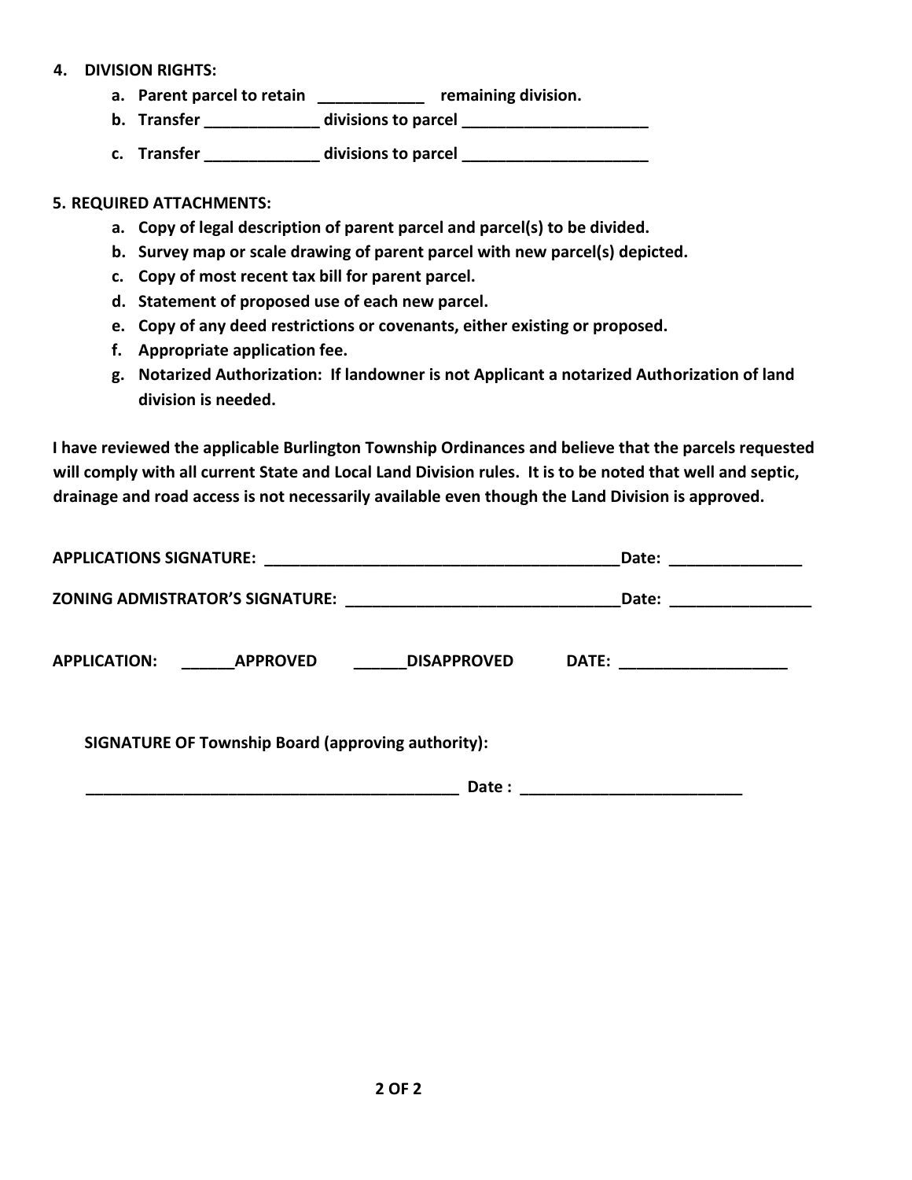**4. DIVISION RIGHTS:**

a. **Parent parcel to retain ____________ remaining division.**
b. **Transfer _____________ divisions to parcel _____________________**
c. **Transfer _____________ divisions to parcel _____________________**

**5. REQUIRED ATTACHMENTS:**

a. **Copy of legal description of parent parcel and parcel(s) to be divided.**
b. **Survey map or scale drawing of parent parcel with new parcel(s) depicted.**
c. **Copy of most recent tax bill for parent parcel.**
d. **Statement of proposed use of each new parcel.**
e. **Copy of any deed restrictions or covenants, either existing or proposed.**
f. **Appropriate application fee.**
g. **Notarized Authorization: If landowner is not Applicant a notarized Authorization of land division is needed.**

**I have reviewed the applicable Burlington Township Ordinances and believe that the parcels requested will comply with all current State and Local Land Division rules. It is to be noted that well and septic, drainage and road access is not necessarily available even though the Land Division is approved.**

**APPLICATIONS SIGNATURE: __________________________________________Date: _______________**

**ZONING ADMISTRATOR'S SIGNATURE: _______________________________Date: ________________**

**APPLICATION: ______APPROVED ______DISAPPROVED DATE: ___________________**

**SIGNATURE OF Township Board (approving authority):**

**____________________________________________ Date : _________________________**